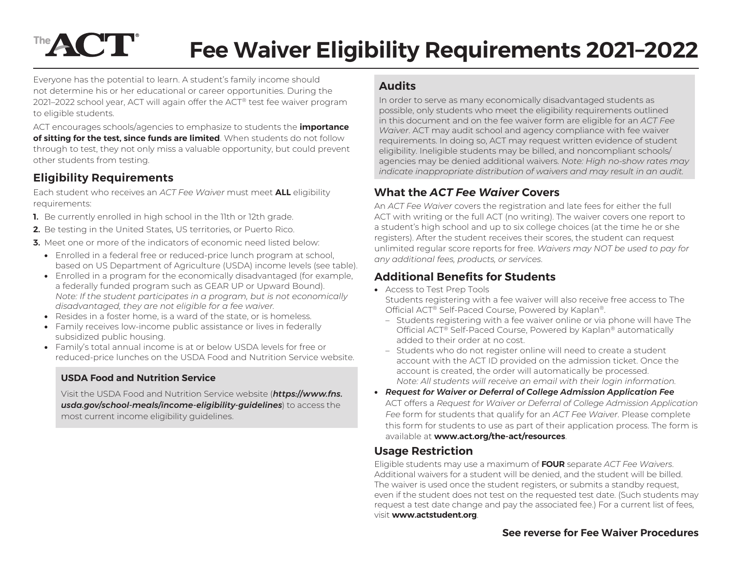# Fee Waiver Eligibility Requirements 2021–2022

Everyone has the potential to learn. A student's family income should not determine his or her educational or career opportunities. During the 2021–2022 school year, ACT will again offer the ACT® test fee waiver program to eligible students.

ACT encourages schools/agencies to emphasize to students the **importance of sitting for the test, since funds are limited**. When students do not follow through to test, they not only miss a valuable opportunity, but could prevent other students from testing.

## Eligibility Requirements

Each student who receives an *ACT Fee Waiver* must meet **ALL** eligibility requirements:

1. Be currently enrolled in high school in the 11th or 12th grade.
2. Be testing in the United States, US territories, or Puerto Rico.
3. Meet one or more of the indicators of economic need listed below:
   - Enrolled in a federal free or reduced-price lunch program at school, based on US Department of Agriculture (USDA) income levels (see table).
   - Enrolled in a program for the economically disadvantaged (for example, a federally funded program such as GEAR UP or Upward Bound). *Note: If the student participates in a program, but is not economically disadvantaged, they are not eligible for a fee waiver.*
   - Resides in a foster home, is a ward of the state, or is homeless.
   - Family receives low-income public assistance or lives in federally subsidized public housing.
   - Family's total annual income is at or below USDA levels for free or reduced-price lunches on the USDA Food and Nutrition Service website.

### USDA Food and Nutrition Service

Visit the USDA Food and Nutrition Service website (***https://www.fns.usda.gov/school-meals/income-eligibility-guidelines***) to access the most current income eligibility guidelines.

## Audits

In order to serve as many economically disadvantaged students as possible, only students who meet the eligibility requirements outlined in this document and on the fee waiver form are eligible for an *ACT Fee Waiver*. ACT may audit school and agency compliance with fee waiver requirements. In doing so, ACT may request written evidence of student eligibility. Ineligible students may be billed, and noncompliant schools/agencies may be denied additional waivers. *Note: High no-show rates may indicate inappropriate distribution of waivers and may result in an audit.*

## What the *ACT Fee Waiver* Covers

An *ACT Fee Waiver* covers the registration and late fees for either the full ACT with writing or the full ACT (no writing). The waiver covers one report to a student's high school and up to six college choices (at the time he or she registers). After the student receives their scores, the student can request unlimited regular score reports for free. *Waivers may NOT be used to pay for any additional fees, products, or services.*

## Additional Benefits for Students

- Access to Test Prep Tools
  Students registering with a fee waiver will also receive free access to The Official ACT® Self-Paced Course, Powered by Kaplan®.
  - Students registering with a fee waiver online or via phone will have The Official ACT® Self-Paced Course, Powered by Kaplan® automatically added to their order at no cost.
  - Students who do not register online will need to create a student account with the ACT ID provided on the admission ticket. Once the account is created, the order will automatically be processed. *Note: All students will receive an email with their login information.*
- ***Request for Waiver or Deferral of College Admission Application Fee***
  ACT offers a *Request for Waiver or Deferral of College Admission Application Fee* form for students that qualify for an *ACT Fee Waiver*. Please complete this form for students to use as part of their application process. The form is available at **www.act.org/the-act/resources**.

## Usage Restriction

Eligible students may use a maximum of **FOUR** separate *ACT Fee Waivers*. Additional waivers for a student will be denied, and the student will be billed. The waiver is used once the student registers, or submits a standby request, even if the student does not test on the requested test date. (Such students may request a test date change and pay the associated fee.) For a current list of fees, visit **www.actstudent.org**.

**See reverse for Fee Waiver Procedures**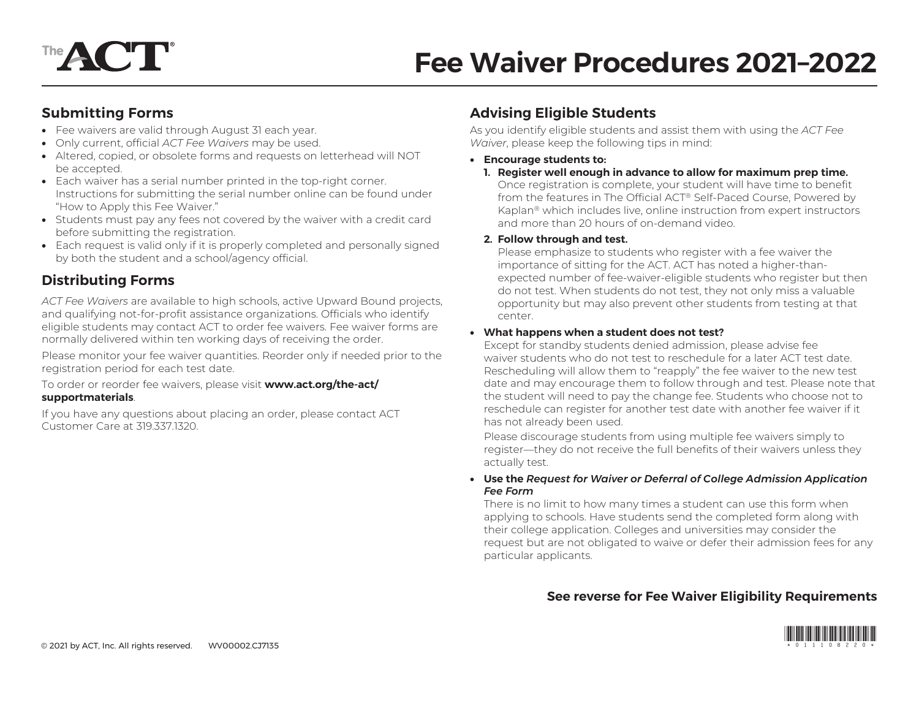# Fee Waiver Procedures 2021–2022

## Submitting Forms

- Fee waivers are valid through August 31 each year.
- Only current, official *ACT Fee Waivers* may be used.
- Altered, copied, or obsolete forms and requests on letterhead will NOT be accepted.
- Each waiver has a serial number printed in the top-right corner. Instructions for submitting the serial number online can be found under "How to Apply this Fee Waiver."
- Students must pay any fees not covered by the waiver with a credit card before submitting the registration.
- Each request is valid only if it is properly completed and personally signed by both the student and a school/agency official.

## Distributing Forms

*ACT Fee Waivers* are available to high schools, active Upward Bound projects, and qualifying not-for-profit assistance organizations. Officials who identify eligible students may contact ACT to order fee waivers. Fee waiver forms are normally delivered within ten working days of receiving the order.

Please monitor your fee waiver quantities. Reorder only if needed prior to the registration period for each test date.

To order or reorder fee waivers, please visit **www.act.org/the-act/supportmaterials**.

If you have any questions about placing an order, please contact ACT Customer Care at 319.337.1320.

## Advising Eligible Students

As you identify eligible students and assist them with using the *ACT Fee Waiver*, please keep the following tips in mind:

- **Encourage students to:**
  1. **Register well enough in advance to allow for maximum prep time.** Once registration is complete, your student will have time to benefit from the features in The Official ACT® Self-Paced Course, Powered by Kaplan® which includes live, online instruction from expert instructors and more than 20 hours of on-demand video.
  2. **Follow through and test.** Please emphasize to students who register with a fee waiver the importance of sitting for the ACT. ACT has noted a higher-than-expected number of fee-waiver-eligible students who register but then do not test. When students do not test, they not only miss a valuable opportunity but may also prevent other students from testing at that center.
- **What happens when a student does not test?**

  Except for standby students denied admission, please advise fee waiver students who do not test to reschedule for a later ACT test date. Rescheduling will allow them to "reapply" the fee waiver to the new test date and may encourage them to follow through and test. Please note that the student will need to pay the change fee. Students who choose not to reschedule can register for another test date with another fee waiver if it has not already been used.

  Please discourage students from using multiple fee waivers simply to register—they do not receive the full benefits of their waivers unless they actually test.
- **Use the *Request for Waiver or Deferral of College Admission Application Fee Form***

  There is no limit to how many times a student can use this form when applying to schools. Have students send the completed form along with their college application. Colleges and universities may consider the request but are not obligated to waive or defer their admission fees for any particular applicants.

**See reverse for Fee Waiver Eligibility Requirements**

© 2021 by ACT, Inc. All rights reserved. WV00002.CJ7135